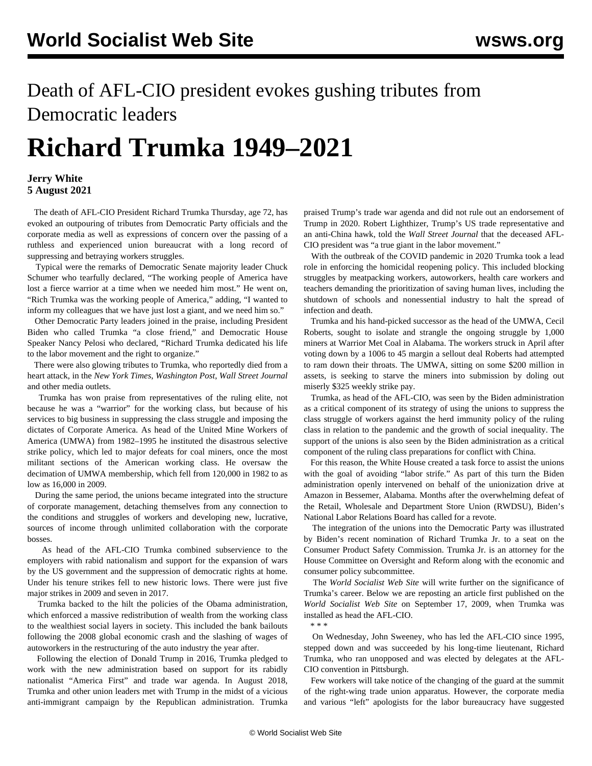Death of AFL-CIO president evokes gushing tributes from Democratic leaders

# Richard Trumka 1949–2021

**Jerry White**
**5 August 2021**

The death of AFL-CIO President Richard Trumka Thursday, age 72, has evoked an outpouring of tributes from Democratic Party officials and the corporate media as well as expressions of concern over the passing of a ruthless and experienced union bureaucrat with a long record of suppressing and betraying workers struggles.

Typical were the remarks of Democratic Senate majority leader Chuck Schumer who tearfully declared, "The working people of America have lost a fierce warrior at a time when we needed him most." He went on, "Rich Trumka was the working people of America," adding, "I wanted to inform my colleagues that we have just lost a giant, and we need him so."

Other Democratic Party leaders joined in the praise, including President Biden who called Trumka "a close friend," and Democratic House Speaker Nancy Pelosi who declared, "Richard Trumka dedicated his life to the labor movement and the right to organize."

There were also glowing tributes to Trumka, who reportedly died from a heart attack, in the *New York Times*, *Washington Post*, *Wall Street Journal* and other media outlets.

Trumka has won praise from representatives of the ruling elite, not because he was a "warrior" for the working class, but because of his services to big business in suppressing the class struggle and imposing the dictates of Corporate America. As head of the United Mine Workers of America (UMWA) from 1982–1995 he instituted the disastrous selective strike policy, which led to major defeats for coal miners, once the most militant sections of the American working class. He oversaw the decimation of UMWA membership, which fell from 120,000 in 1982 to as low as 16,000 in 2009.

During the same period, the unions became integrated into the structure of corporate management, detaching themselves from any connection to the conditions and struggles of workers and developing new, lucrative, sources of income through unlimited collaboration with the corporate bosses.

As head of the AFL-CIO Trumka combined subservience to the employers with rabid nationalism and support for the expansion of wars by the US government and the suppression of democratic rights at home. Under his tenure strikes fell to new historic lows. There were just five major strikes in 2009 and seven in 2017.

Trumka backed to the hilt the policies of the Obama administration, which enforced a massive redistribution of wealth from the working class to the wealthiest social layers in society. This included the bank bailouts following the 2008 global economic crash and the slashing of wages of autoworkers in the restructuring of the auto industry the year after.

Following the election of Donald Trump in 2016, Trumka pledged to work with the new administration based on support for its rabidly nationalist "America First" and trade war agenda. In August 2018, Trumka and other union leaders met with Trump in the midst of a vicious anti-immigrant campaign by the Republican administration. Trumka praised Trump's trade war agenda and did not rule out an endorsement of Trump in 2020. Robert Lighthizer, Trump's US trade representative and an anti-China hawk, told the *Wall Street Journal* that the deceased AFL-CIO president was "a true giant in the labor movement."

With the outbreak of the COVID pandemic in 2020 Trumka took a lead role in enforcing the homicidal reopening policy. This included blocking struggles by meatpacking workers, autoworkers, health care workers and teachers demanding the prioritization of saving human lives, including the shutdown of schools and nonessential industry to halt the spread of infection and death.

Trumka and his hand-picked successor as the head of the UMWA, Cecil Roberts, sought to isolate and strangle the ongoing struggle by 1,000 miners at Warrior Met Coal in Alabama. The workers struck in April after voting down by a 1006 to 45 margin a sellout deal Roberts had attempted to ram down their throats. The UMWA, sitting on some $200 million in assets, is seeking to starve the miners into submission by doling out miserly $325 weekly strike pay.

Trumka, as head of the AFL-CIO, was seen by the Biden administration as a critical component of its strategy of using the unions to suppress the class struggle of workers against the herd immunity policy of the ruling class in relation to the pandemic and the growth of social inequality. The support of the unions is also seen by the Biden administration as a critical component of the ruling class preparations for conflict with China.

For this reason, the White House created a task force to assist the unions with the goal of avoiding "labor strife." As part of this turn the Biden administration openly intervened on behalf of the unionization drive at Amazon in Bessemer, Alabama. Months after the overwhelming defeat of the Retail, Wholesale and Department Store Union (RWDSU), Biden's National Labor Relations Board has called for a revote.

The integration of the unions into the Democratic Party was illustrated by Biden's recent nomination of Richard Trumka Jr. to a seat on the Consumer Product Safety Commission. Trumka Jr. is an attorney for the House Committee on Oversight and Reform along with the economic and consumer policy subcommittee.

The *World Socialist Web Site* will write further on the significance of Trumka's career. Below we are reposting an article first published on the *World Socialist Web Site* on September 17, 2009, when Trumka was installed as head the AFL-CIO.

\* \* \*

On Wednesday, John Sweeney, who has led the AFL-CIO since 1995, stepped down and was succeeded by his long-time lieutenant, Richard Trumka, who ran unopposed and was elected by delegates at the AFL-CIO convention in Pittsburgh.

Few workers will take notice of the changing of the guard at the summit of the right-wing trade union apparatus. However, the corporate media and various "left" apologists for the labor bureaucracy have suggested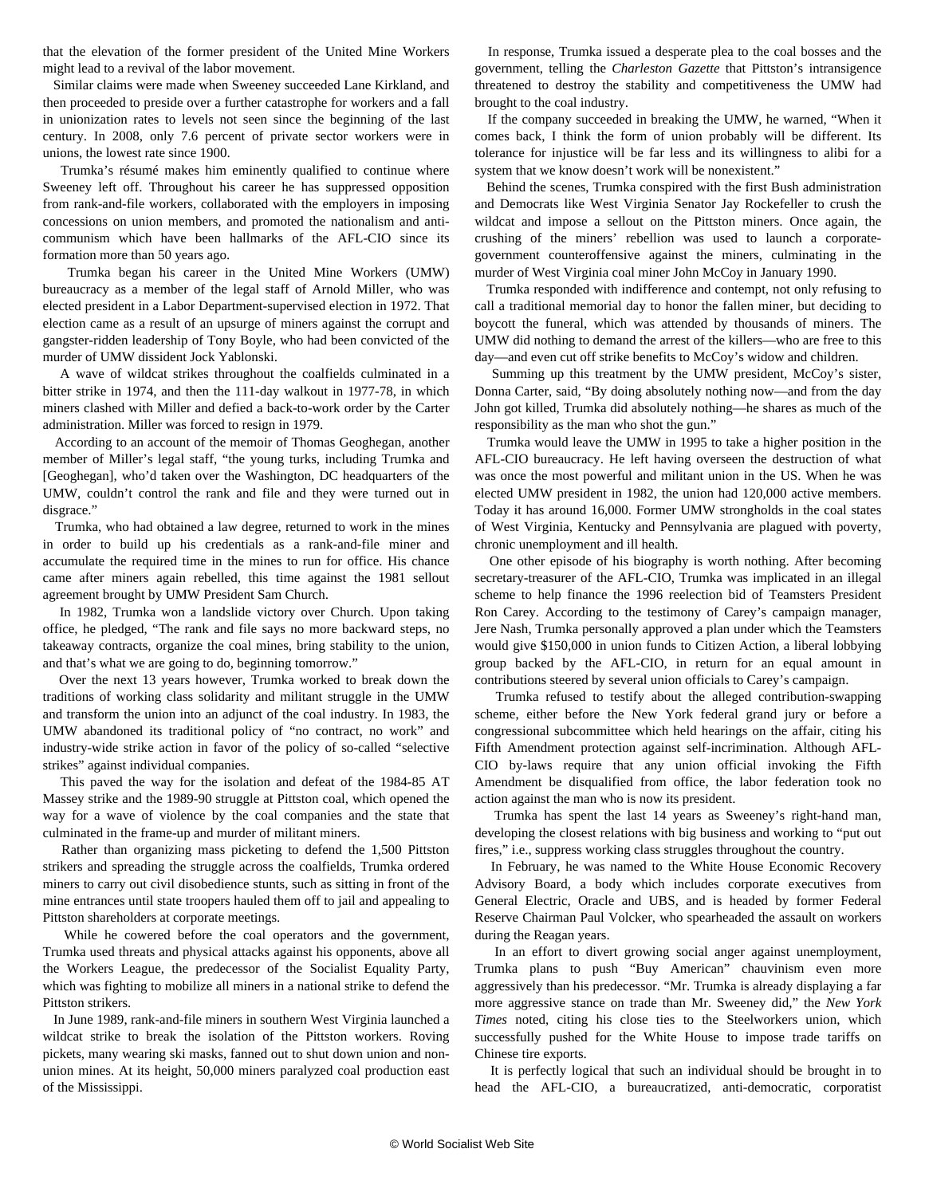that the elevation of the former president of the United Mine Workers might lead to a revival of the labor movement.

Similar claims were made when Sweeney succeeded Lane Kirkland, and then proceeded to preside over a further catastrophe for workers and a fall in unionization rates to levels not seen since the beginning of the last century. In 2008, only 7.6 percent of private sector workers were in unions, the lowest rate since 1900.

Trumka's résumé makes him eminently qualified to continue where Sweeney left off. Throughout his career he has suppressed opposition from rank-and-file workers, collaborated with the employers in imposing concessions on union members, and promoted the nationalism and anti-communism which have been hallmarks of the AFL-CIO since its formation more than 50 years ago.

Trumka began his career in the United Mine Workers (UMW) bureaucracy as a member of the legal staff of Arnold Miller, who was elected president in a Labor Department-supervised election in 1972. That election came as a result of an upsurge of miners against the corrupt and gangster-ridden leadership of Tony Boyle, who had been convicted of the murder of UMW dissident Jock Yablonski.

A wave of wildcat strikes throughout the coalfields culminated in a bitter strike in 1974, and then the 111-day walkout in 1977-78, in which miners clashed with Miller and defied a back-to-work order by the Carter administration. Miller was forced to resign in 1979.

According to an account of the memoir of Thomas Geoghegan, another member of Miller's legal staff, "the young turks, including Trumka and [Geoghegan], who'd taken over the Washington, DC headquarters of the UMW, couldn't control the rank and file and they were turned out in disgrace."

Trumka, who had obtained a law degree, returned to work in the mines in order to build up his credentials as a rank-and-file miner and accumulate the required time in the mines to run for office. His chance came after miners again rebelled, this time against the 1981 sellout agreement brought by UMW President Sam Church.

In 1982, Trumka won a landslide victory over Church. Upon taking office, he pledged, "The rank and file says no more backward steps, no takeaway contracts, organize the coal mines, bring stability to the union, and that's what we are going to do, beginning tomorrow."

Over the next 13 years however, Trumka worked to break down the traditions of working class solidarity and militant struggle in the UMW and transform the union into an adjunct of the coal industry. In 1983, the UMW abandoned its traditional policy of "no contract, no work" and industry-wide strike action in favor of the policy of so-called "selective strikes" against individual companies.

This paved the way for the isolation and defeat of the 1984-85 AT Massey strike and the 1989-90 struggle at Pittston coal, which opened the way for a wave of violence by the coal companies and the state that culminated in the frame-up and murder of militant miners.

Rather than organizing mass picketing to defend the 1,500 Pittston strikers and spreading the struggle across the coalfields, Trumka ordered miners to carry out civil disobedience stunts, such as sitting in front of the mine entrances until state troopers hauled them off to jail and appealing to Pittston shareholders at corporate meetings.

While he cowered before the coal operators and the government, Trumka used threats and physical attacks against his opponents, above all the Workers League, the predecessor of the Socialist Equality Party, which was fighting to mobilize all miners in a national strike to defend the Pittston strikers.

In June 1989, rank-and-file miners in southern West Virginia launched a wildcat strike to break the isolation of the Pittston workers. Roving pickets, many wearing ski masks, fanned out to shut down union and non-union mines. At its height, 50,000 miners paralyzed coal production east of the Mississippi.

In response, Trumka issued a desperate plea to the coal bosses and the government, telling the *Charleston Gazette* that Pittston's intransigence threatened to destroy the stability and competitiveness the UMW had brought to the coal industry.

If the company succeeded in breaking the UMW, he warned, "When it comes back, I think the form of union probably will be different. Its tolerance for injustice will be far less and its willingness to alibi for a system that we know doesn't work will be nonexistent."

Behind the scenes, Trumka conspired with the first Bush administration and Democrats like West Virginia Senator Jay Rockefeller to crush the wildcat and impose a sellout on the Pittston miners. Once again, the crushing of the miners' rebellion was used to launch a corporate-government counteroffensive against the miners, culminating in the murder of West Virginia coal miner John McCoy in January 1990.

Trumka responded with indifference and contempt, not only refusing to call a traditional memorial day to honor the fallen miner, but deciding to boycott the funeral, which was attended by thousands of miners. The UMW did nothing to demand the arrest of the killers—who are free to this day—and even cut off strike benefits to McCoy's widow and children.

Summing up this treatment by the UMW president, McCoy's sister, Donna Carter, said, "By doing absolutely nothing now—and from the day John got killed, Trumka did absolutely nothing—he shares as much of the responsibility as the man who shot the gun."

Trumka would leave the UMW in 1995 to take a higher position in the AFL-CIO bureaucracy. He left having overseen the destruction of what was once the most powerful and militant union in the US. When he was elected UMW president in 1982, the union had 120,000 active members. Today it has around 16,000. Former UMW strongholds in the coal states of West Virginia, Kentucky and Pennsylvania are plagued with poverty, chronic unemployment and ill health.

One other episode of his biography is worth nothing. After becoming secretary-treasurer of the AFL-CIO, Trumka was implicated in an illegal scheme to help finance the 1996 reelection bid of Teamsters President Ron Carey. According to the testimony of Carey's campaign manager, Jere Nash, Trumka personally approved a plan under which the Teamsters would give $150,000 in union funds to Citizen Action, a liberal lobbying group backed by the AFL-CIO, in return for an equal amount in contributions steered by several union officials to Carey's campaign.

Trumka refused to testify about the alleged contribution-swapping scheme, either before the New York federal grand jury or before a congressional subcommittee which held hearings on the affair, citing his Fifth Amendment protection against self-incrimination. Although AFL-CIO by-laws require that any union official invoking the Fifth Amendment be disqualified from office, the labor federation took no action against the man who is now its president.

Trumka has spent the last 14 years as Sweeney's right-hand man, developing the closest relations with big business and working to "put out fires," i.e., suppress working class struggles throughout the country.

In February, he was named to the White House Economic Recovery Advisory Board, a body which includes corporate executives from General Electric, Oracle and UBS, and is headed by former Federal Reserve Chairman Paul Volcker, who spearheaded the assault on workers during the Reagan years.

In an effort to divert growing social anger against unemployment, Trumka plans to push "Buy American" chauvinism even more aggressively than his predecessor. "Mr. Trumka is already displaying a far more aggressive stance on trade than Mr. Sweeney did," the *New York Times* noted, citing his close ties to the Steelworkers union, which successfully pushed for the White House to impose trade tariffs on Chinese tire exports.

It is perfectly logical that such an individual should be brought in to head the AFL-CIO, a bureaucratized, anti-democratic, corporatist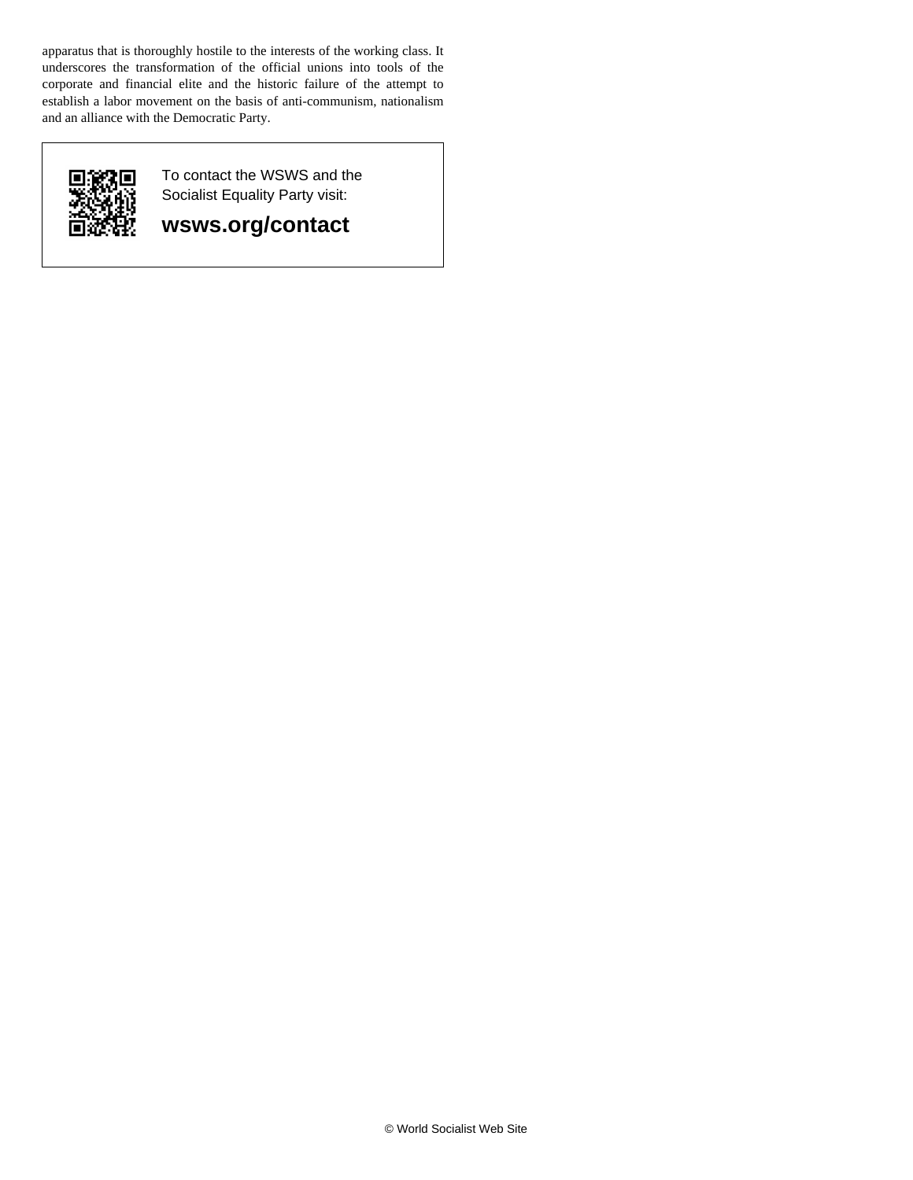apparatus that is thoroughly hostile to the interests of the working class. It underscores the transformation of the official unions into tools of the corporate and financial elite and the historic failure of the attempt to establish a labor movement on the basis of anti-communism, nationalism and an alliance with the Democratic Party.

To contact the WSWS and the Socialist Equality Party visit:

**wsws.org/contact**